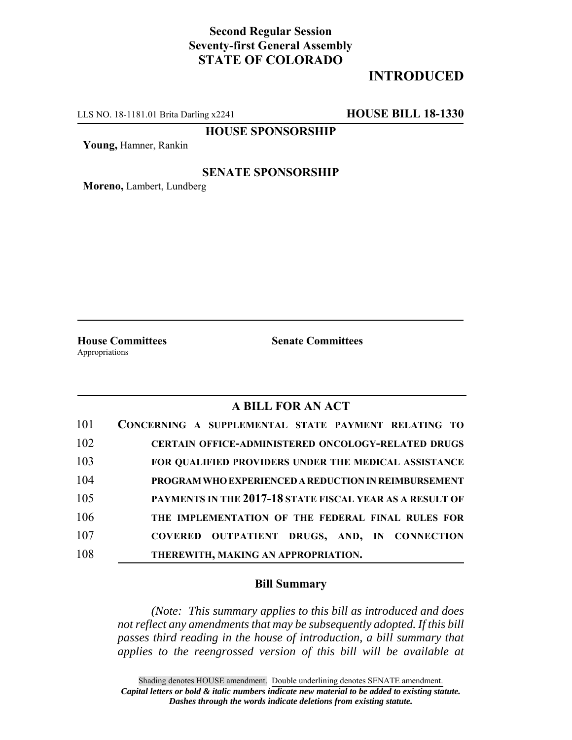**Second Regular Session**
**Seventy-first General Assembly**
**STATE OF COLORADO**

# INTRODUCED

LLS NO. 18-1181.01 Brita Darling x2241 **HOUSE BILL 18-1330**

**HOUSE SPONSORSHIP**

**Young,** Hamner, Rankin

**SENATE SPONSORSHIP**

**Moreno,** Lambert, Lundberg

**House Committees**
Appropriations

**Senate Committees**

## A BILL FOR AN ACT

101 **CONCERNING A SUPPLEMENTAL STATE PAYMENT RELATING TO**
102 **CERTAIN OFFICE-ADMINISTERED ONCOLOGY-RELATED DRUGS**
103 **FOR QUALIFIED PROVIDERS UNDER THE MEDICAL ASSISTANCE**
104 **PROGRAM WHO EXPERIENCED A REDUCTION IN REIMBURSEMENT**
105 **PAYMENTS IN THE 2017-18 STATE FISCAL YEAR AS A RESULT OF**
106 **THE IMPLEMENTATION OF THE FEDERAL FINAL RULES FOR**
107 **COVERED OUTPATIENT DRUGS, AND, IN CONNECTION**
108 **THEREWITH, MAKING AN APPROPRIATION.**

### Bill Summary

*(Note: This summary applies to this bill as introduced and does not reflect any amendments that may be subsequently adopted. If this bill passes third reading in the house of introduction, a bill summary that applies to the reengrossed version of this bill will be available at*

Shading denotes HOUSE amendment. Double underlining denotes SENATE amendment.
***Capital letters or bold & italic numbers indicate new material to be added to existing statute.***
***Dashes through the words indicate deletions from existing statute.***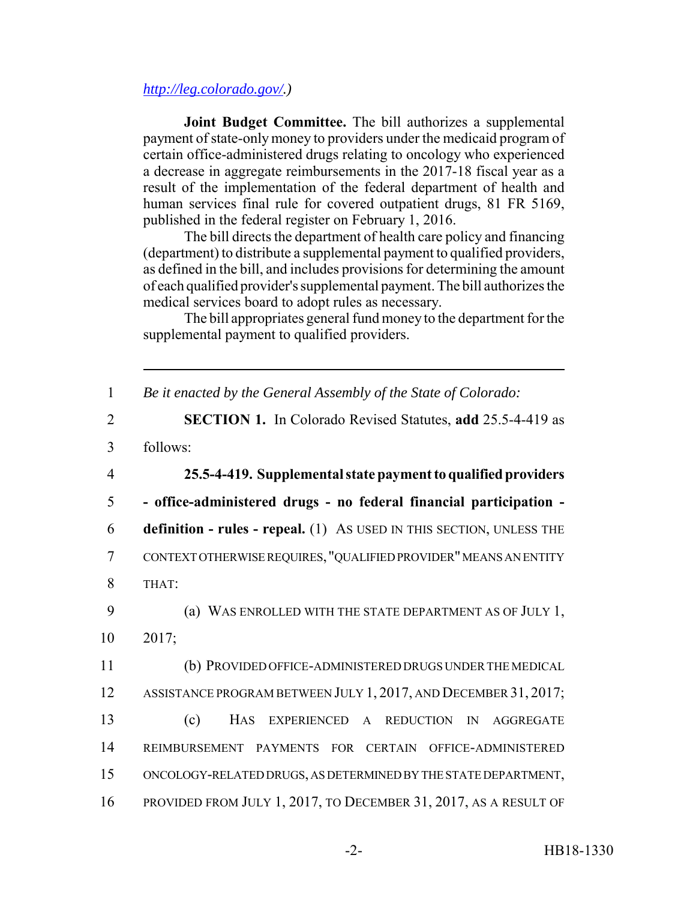http://leg.colorado.gov/.)

**Joint Budget Committee.** The bill authorizes a supplemental payment of state-only money to providers under the medicaid program of certain office-administered drugs relating to oncology who experienced a decrease in aggregate reimbursements in the 2017-18 fiscal year as a result of the implementation of the federal department of health and human services final rule for covered outpatient drugs, 81 FR 5169, published in the federal register on February 1, 2016.

The bill directs the department of health care policy and financing (department) to distribute a supplemental payment to qualified providers, as defined in the bill, and includes provisions for determining the amount of each qualified provider's supplemental payment. The bill authorizes the medical services board to adopt rules as necessary.

The bill appropriates general fund money to the department for the supplemental payment to qualified providers.

---

1 *Be it enacted by the General Assembly of the State of Colorado:*

2 **SECTION 1.** In Colorado Revised Statutes, **add** 25.5-4-419 as

3 follows:

4 **25.5-4-419. Supplemental state payment to qualified providers**

5 **- office-administered drugs - no federal financial participation -**

6 **definition - rules - repeal.** (1) AS USED IN THIS SECTION, UNLESS THE

7 CONTEXT OTHERWISE REQUIRES, "QUALIFIED PROVIDER" MEANS AN ENTITY

8 THAT:

9 (a) WAS ENROLLED WITH THE STATE DEPARTMENT AS OF JULY 1,

10 2017;

11 (b) PROVIDED OFFICE-ADMINISTERED DRUGS UNDER THE MEDICAL

12 ASSISTANCE PROGRAM BETWEEN JULY 1, 2017, AND DECEMBER 31, 2017;

13 (c) HAS EXPERIENCED A REDUCTION IN AGGREGATE

14 REIMBURSEMENT PAYMENTS FOR CERTAIN OFFICE-ADMINISTERED

15 ONCOLOGY-RELATED DRUGS, AS DETERMINED BY THE STATE DEPARTMENT,

16 PROVIDED FROM JULY 1, 2017, TO DECEMBER 31, 2017, AS A RESULT OF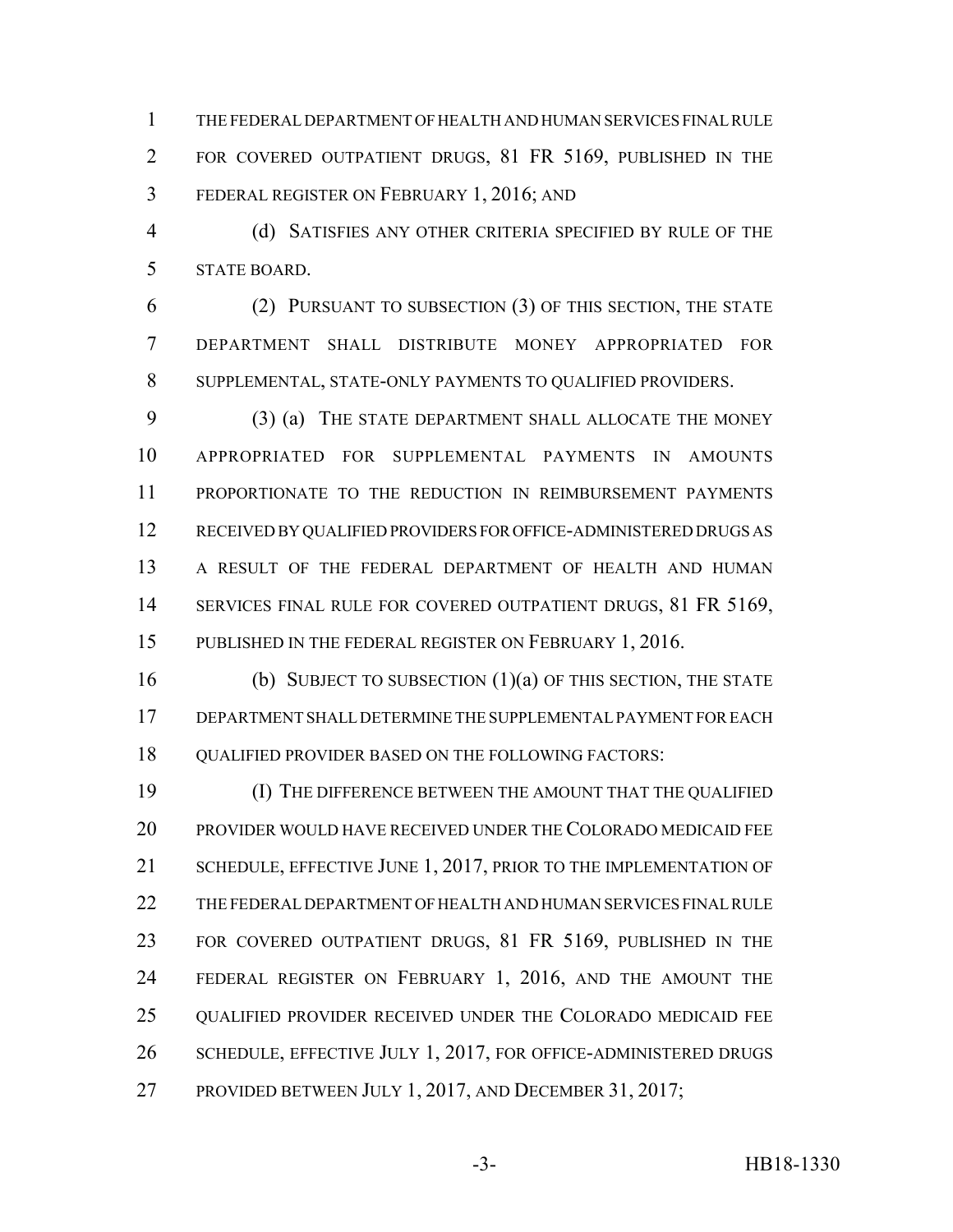THE FEDERAL DEPARTMENT OF HEALTH AND HUMAN SERVICES FINAL RULE FOR COVERED OUTPATIENT DRUGS, 81 FR 5169, PUBLISHED IN THE FEDERAL REGISTER ON FEBRUARY 1, 2016; AND

(d) SATISFIES ANY OTHER CRITERIA SPECIFIED BY RULE OF THE STATE BOARD.

(2) PURSUANT TO SUBSECTION (3) OF THIS SECTION, THE STATE DEPARTMENT SHALL DISTRIBUTE MONEY APPROPRIATED FOR SUPPLEMENTAL, STATE-ONLY PAYMENTS TO QUALIFIED PROVIDERS.

(3) (a) THE STATE DEPARTMENT SHALL ALLOCATE THE MONEY APPROPRIATED FOR SUPPLEMENTAL PAYMENTS IN AMOUNTS PROPORTIONATE TO THE REDUCTION IN REIMBURSEMENT PAYMENTS RECEIVED BY QUALIFIED PROVIDERS FOR OFFICE-ADMINISTERED DRUGS AS A RESULT OF THE FEDERAL DEPARTMENT OF HEALTH AND HUMAN SERVICES FINAL RULE FOR COVERED OUTPATIENT DRUGS, 81 FR 5169, PUBLISHED IN THE FEDERAL REGISTER ON FEBRUARY 1, 2016.

(b) SUBJECT TO SUBSECTION (1)(a) OF THIS SECTION, THE STATE DEPARTMENT SHALL DETERMINE THE SUPPLEMENTAL PAYMENT FOR EACH QUALIFIED PROVIDER BASED ON THE FOLLOWING FACTORS:

(I) THE DIFFERENCE BETWEEN THE AMOUNT THAT THE QUALIFIED PROVIDER WOULD HAVE RECEIVED UNDER THE COLORADO MEDICAID FEE SCHEDULE, EFFECTIVE JUNE 1, 2017, PRIOR TO THE IMPLEMENTATION OF THE FEDERAL DEPARTMENT OF HEALTH AND HUMAN SERVICES FINAL RULE FOR COVERED OUTPATIENT DRUGS, 81 FR 5169, PUBLISHED IN THE FEDERAL REGISTER ON FEBRUARY 1, 2016, AND THE AMOUNT THE QUALIFIED PROVIDER RECEIVED UNDER THE COLORADO MEDICAID FEE SCHEDULE, EFFECTIVE JULY 1, 2017, FOR OFFICE-ADMINISTERED DRUGS PROVIDED BETWEEN JULY 1, 2017, AND DECEMBER 31, 2017;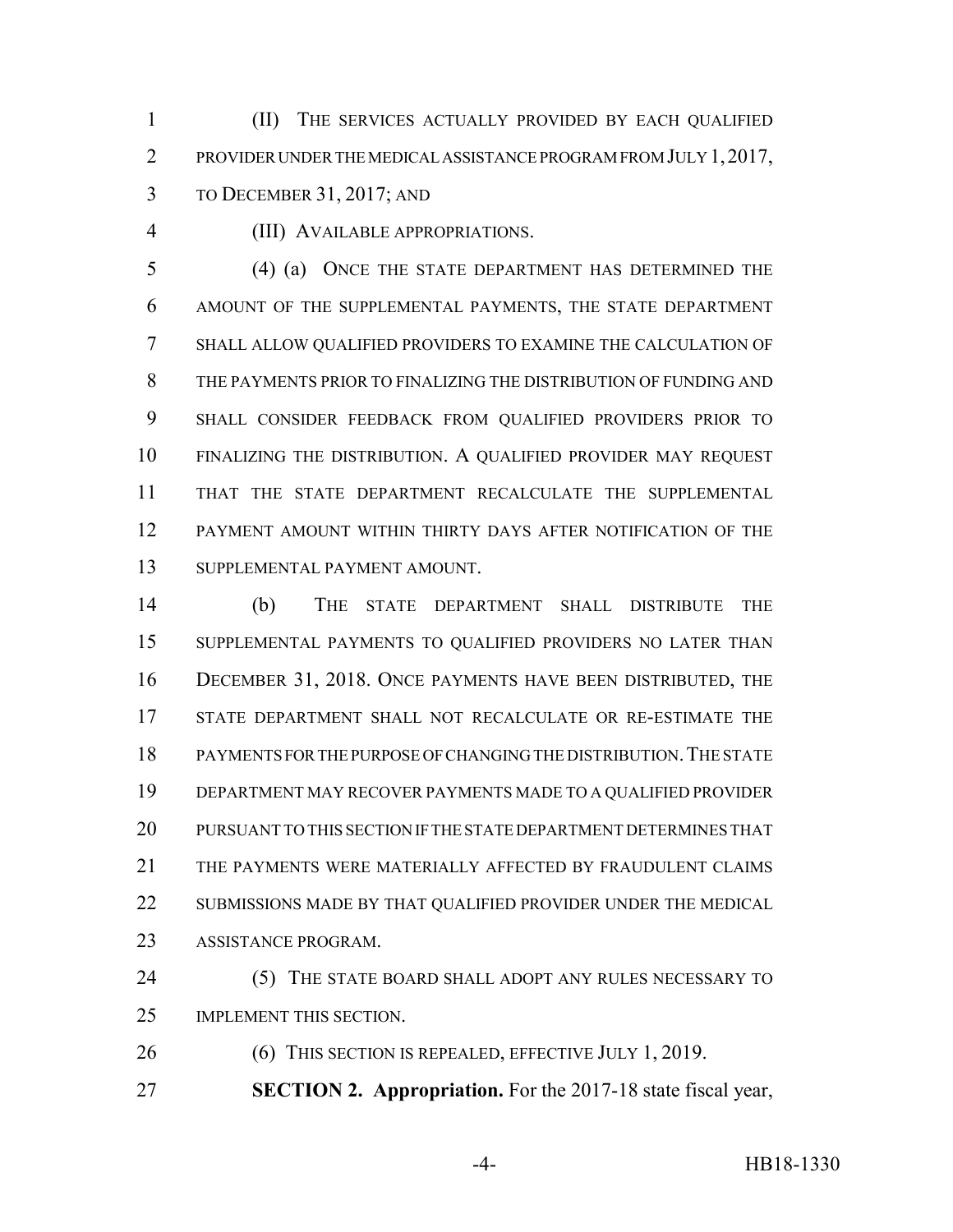(II) THE SERVICES ACTUALLY PROVIDED BY EACH QUALIFIED PROVIDER UNDER THE MEDICAL ASSISTANCE PROGRAM FROM JULY 1, 2017, TO DECEMBER 31, 2017; AND

(III) AVAILABLE APPROPRIATIONS.

(4) (a) ONCE THE STATE DEPARTMENT HAS DETERMINED THE AMOUNT OF THE SUPPLEMENTAL PAYMENTS, THE STATE DEPARTMENT SHALL ALLOW QUALIFIED PROVIDERS TO EXAMINE THE CALCULATION OF THE PAYMENTS PRIOR TO FINALIZING THE DISTRIBUTION OF FUNDING AND SHALL CONSIDER FEEDBACK FROM QUALIFIED PROVIDERS PRIOR TO FINALIZING THE DISTRIBUTION. A QUALIFIED PROVIDER MAY REQUEST THAT THE STATE DEPARTMENT RECALCULATE THE SUPPLEMENTAL PAYMENT AMOUNT WITHIN THIRTY DAYS AFTER NOTIFICATION OF THE SUPPLEMENTAL PAYMENT AMOUNT.

(b) THE STATE DEPARTMENT SHALL DISTRIBUTE THE SUPPLEMENTAL PAYMENTS TO QUALIFIED PROVIDERS NO LATER THAN DECEMBER 31, 2018. ONCE PAYMENTS HAVE BEEN DISTRIBUTED, THE STATE DEPARTMENT SHALL NOT RECALCULATE OR RE-ESTIMATE THE PAYMENTS FOR THE PURPOSE OF CHANGING THE DISTRIBUTION. THE STATE DEPARTMENT MAY RECOVER PAYMENTS MADE TO A QUALIFIED PROVIDER PURSUANT TO THIS SECTION IF THE STATE DEPARTMENT DETERMINES THAT THE PAYMENTS WERE MATERIALLY AFFECTED BY FRAUDULENT CLAIMS SUBMISSIONS MADE BY THAT QUALIFIED PROVIDER UNDER THE MEDICAL ASSISTANCE PROGRAM.

(5) THE STATE BOARD SHALL ADOPT ANY RULES NECESSARY TO IMPLEMENT THIS SECTION.

(6) THIS SECTION IS REPEALED, EFFECTIVE JULY 1, 2019.

**SECTION 2. Appropriation.** For the 2017-18 state fiscal year,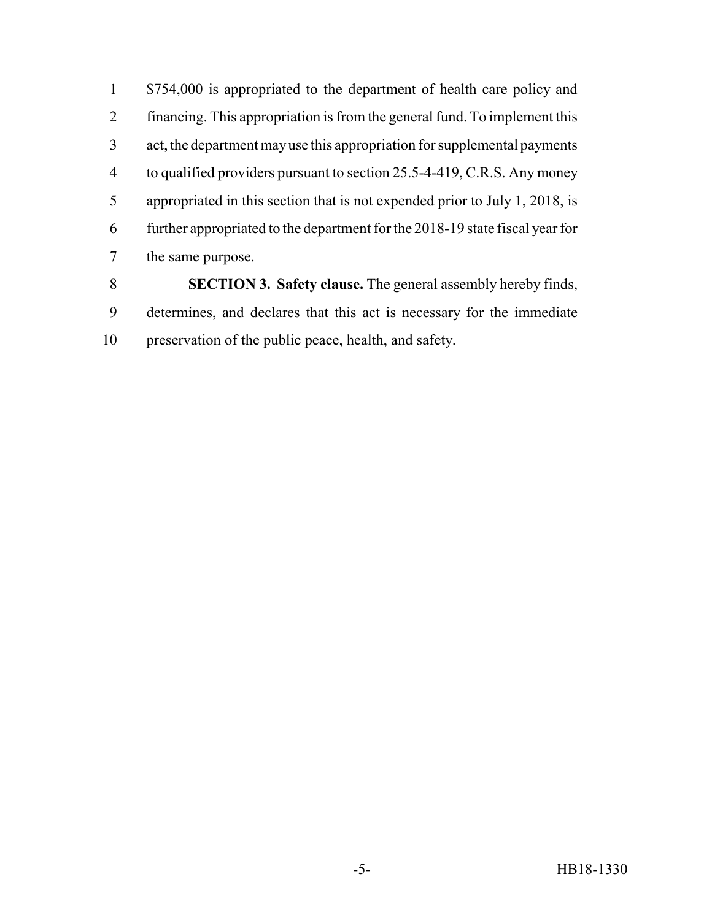$754,000 is appropriated to the department of health care policy and financing. This appropriation is from the general fund. To implement this act, the department may use this appropriation for supplemental payments to qualified providers pursuant to section 25.5-4-419, C.R.S. Any money appropriated in this section that is not expended prior to July 1, 2018, is further appropriated to the department for the 2018-19 state fiscal year for the same purpose.

**SECTION 3. Safety clause.** The general assembly hereby finds, determines, and declares that this act is necessary for the immediate preservation of the public peace, health, and safety.